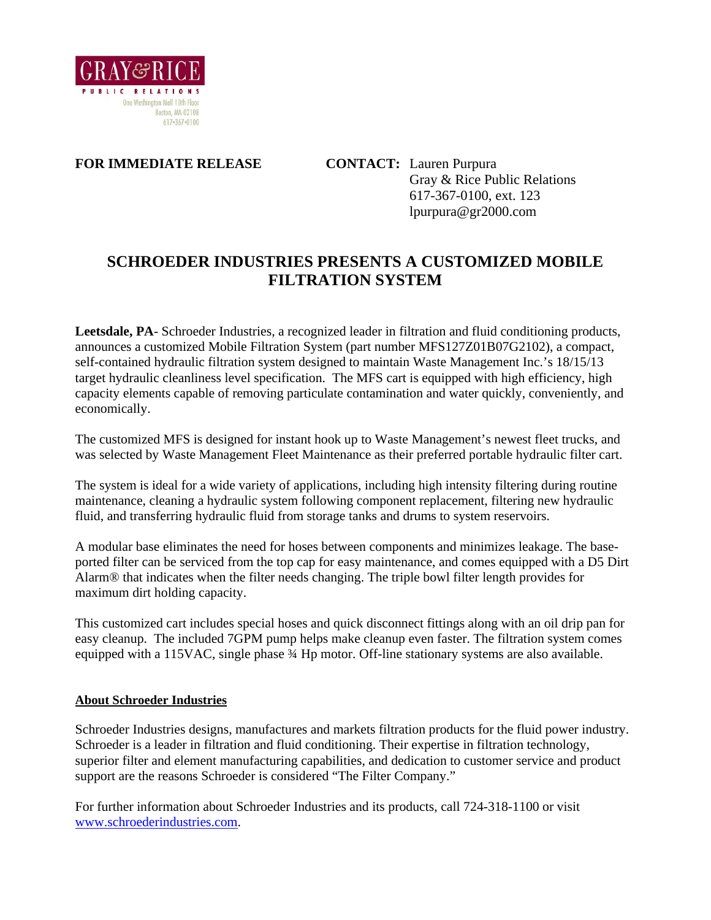GRAY&RICE
PUBLIC RELATIONS
One Washington Mall 10th Floor
Boston, MA 02108
617•367•0100

**FOR IMMEDIATE RELEASE**

**CONTACT:** Lauren Purpura
Gray & Rice Public Relations
617-367-0100, ext. 123
lpurpura@gr2000.com

# SCHROEDER INDUSTRIES PRESENTS A CUSTOMIZED MOBILE FILTRATION SYSTEM

**Leetsdale, PA**- Schroeder Industries, a recognized leader in filtration and fluid conditioning products, announces a customized Mobile Filtration System (part number MFS127Z01B07G2102), a compact, self-contained hydraulic filtration system designed to maintain Waste Management Inc.'s 18/15/13 target hydraulic cleanliness level specification. The MFS cart is equipped with high efficiency, high capacity elements capable of removing particulate contamination and water quickly, conveniently, and economically.

The customized MFS is designed for instant hook up to Waste Management's newest fleet trucks, and was selected by Waste Management Fleet Maintenance as their preferred portable hydraulic filter cart.

The system is ideal for a wide variety of applications, including high intensity filtering during routine maintenance, cleaning a hydraulic system following component replacement, filtering new hydraulic fluid, and transferring hydraulic fluid from storage tanks and drums to system reservoirs.

A modular base eliminates the need for hoses between components and minimizes leakage. The base-ported filter can be serviced from the top cap for easy maintenance, and comes equipped with a D5 Dirt Alarm® that indicates when the filter needs changing. The triple bowl filter length provides for maximum dirt holding capacity.

This customized cart includes special hoses and quick disconnect fittings along with an oil drip pan for easy cleanup. The included 7GPM pump helps make cleanup even faster. The filtration system comes equipped with a 115VAC, single phase ¾ Hp motor. Off-line stationary systems are also available.

**About Schroeder Industries**

Schroeder Industries designs, manufactures and markets filtration products for the fluid power industry. Schroeder is a leader in filtration and fluid conditioning. Their expertise in filtration technology, superior filter and element manufacturing capabilities, and dedication to customer service and product support are the reasons Schroeder is considered "The Filter Company."

For further information about Schroeder Industries and its products, call 724-318-1100 or visit www.schroederindustries.com.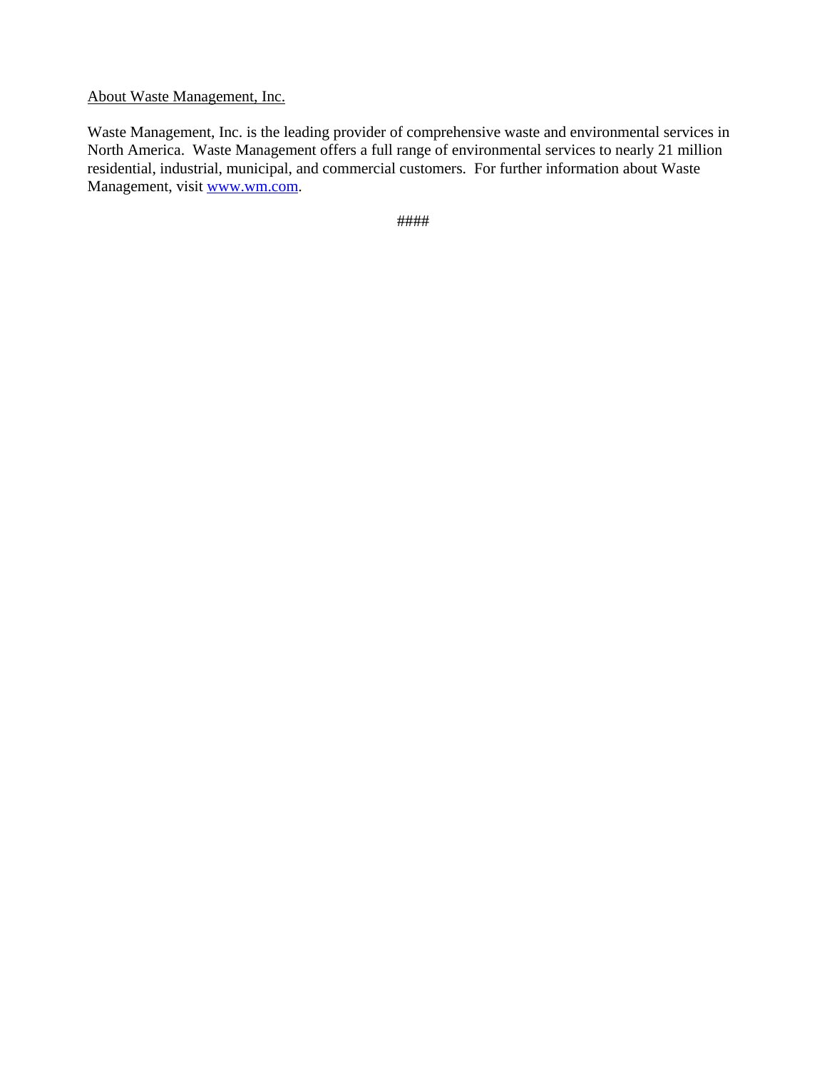About Waste Management, Inc.

Waste Management, Inc. is the leading provider of comprehensive waste and environmental services in North America. Waste Management offers a full range of environmental services to nearly 21 million residential, industrial, municipal, and commercial customers. For further information about Waste Management, visit [www.wm.com](http://www.wm.com).

####